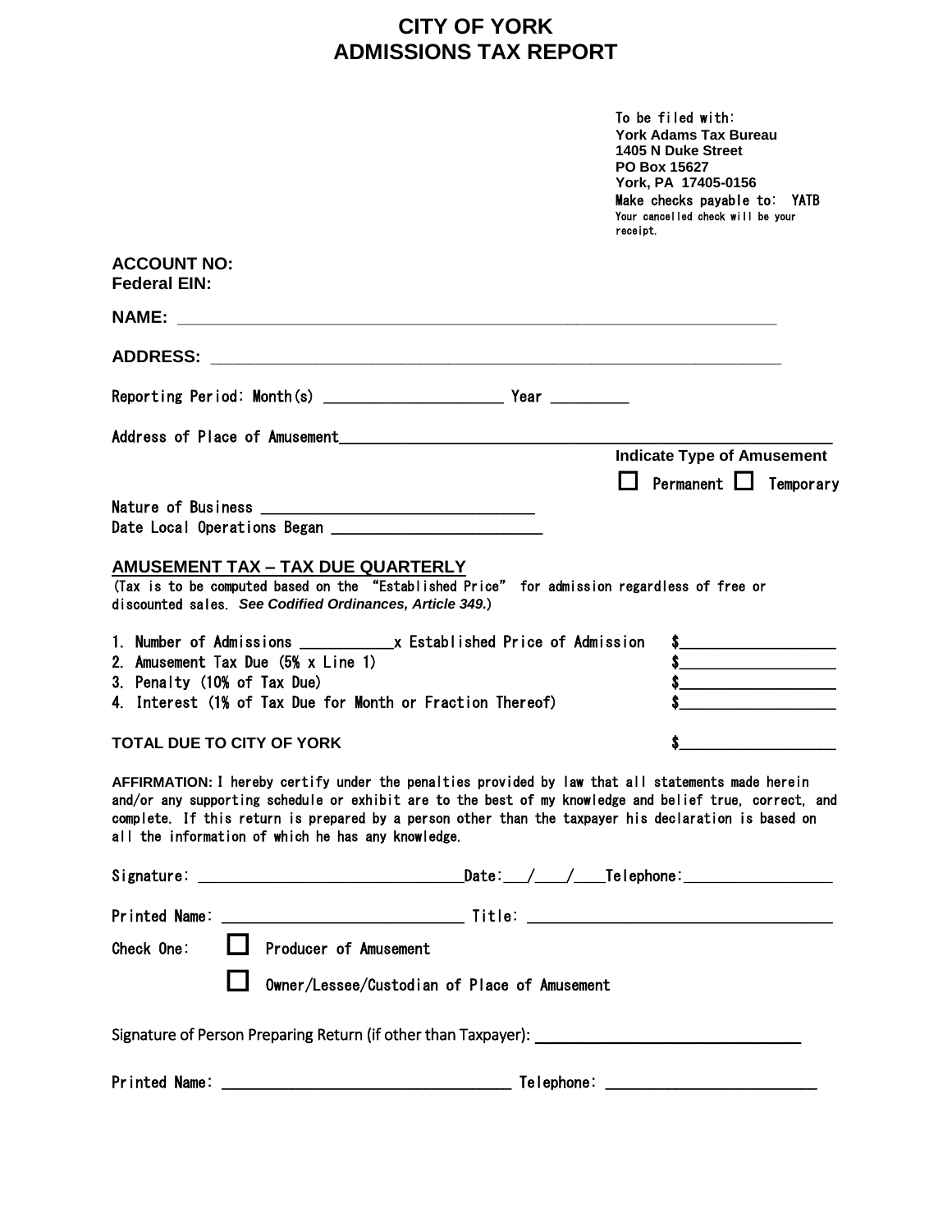# CITY OF YORK
# ADMISSIONS TAX REPORT

To be filed with:
**York Adams Tax Bureau**
**1405 N Duke Street**
**PO Box 15627**
**York, PA 17405-0156**
Make checks payable to: YATB
Your cancelled check will be your receipt.

**ACCOUNT NO:**
**Federal EIN:**

**NAME:** ______________________________________________________________

**ADDRESS:** ___________________________________________________________

Reporting Period: Month(s) ____________________ Year _________

Address of Place of Amusement______________________________________________

**Indicate Type of Amusement**

☐ Permanent ☐ Temporary

Nature of Business ______________________________
Date Local Operations Began ______________________

## AMUSEMENT TAX – TAX DUE QUARTERLY

(Tax is to be computed based on the "Established Price" for admission regardless of free or discounted sales. ***See Codified Ordinances, Article 349.***)

1. Number of Admissions __________x Established Price of Admission $_________________
2. Amusement Tax Due (5% x Line 1) $_________________
3. Penalty (10% of Tax Due) $_________________
4. Interest (1% of Tax Due for Month or Fraction Thereof) $_________________

**TOTAL DUE TO CITY OF YORK** $_________________

**AFFIRMATION:** I hereby certify under the penalties provided by law that all statements made herein and/or any supporting schedule or exhibit are to the best of my knowledge and belief true, correct, and complete. If this return is prepared by a person other than the taxpayer his declaration is based on all the information of which he has any knowledge.

Signature: _____________________________Date:___/___/___Telephone:________________

Printed Name: ___________________________ Title: __________________________________

Check One: ☐ Producer of Amusement

☐ Owner/Lessee/Custodian of Place of Amusement

Signature of Person Preparing Return (if other than Taxpayer): _____________________________

Printed Name: ________________________________ Telephone: _______________________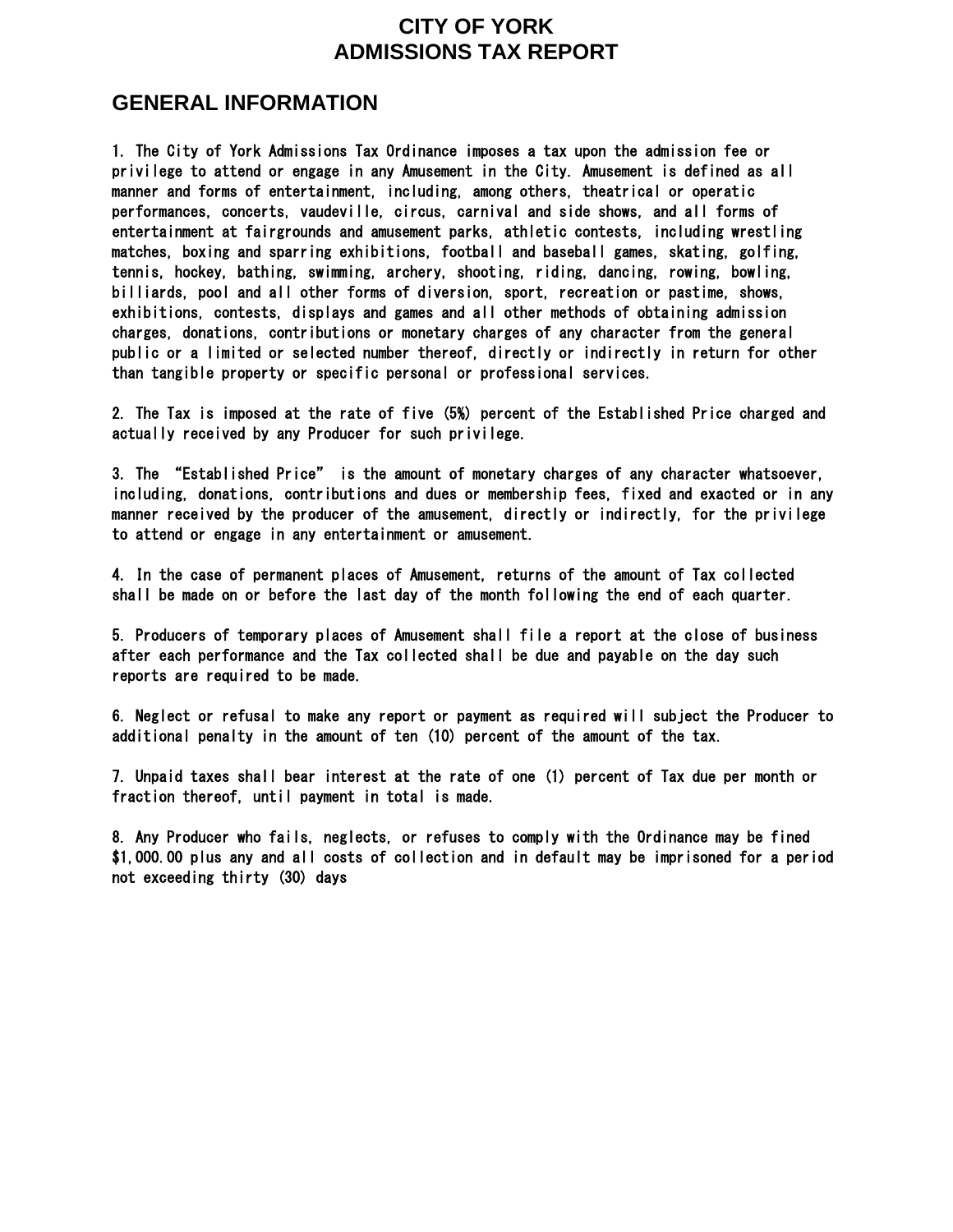# CITY OF YORK
# ADMISSIONS TAX REPORT

## GENERAL INFORMATION

1. The City of York Admissions Tax Ordinance imposes a tax upon the admission fee or privilege to attend or engage in any Amusement in the City. Amusement is defined as all manner and forms of entertainment, including, among others, theatrical or operatic performances, concerts, vaudeville, circus, carnival and side shows, and all forms of entertainment at fairgrounds and amusement parks, athletic contests, including wrestling matches, boxing and sparring exhibitions, football and baseball games, skating, golfing, tennis, hockey, bathing, swimming, archery, shooting, riding, dancing, rowing, bowling, billiards, pool and all other forms of diversion, sport, recreation or pastime, shows, exhibitions, contests, displays and games and all other methods of obtaining admission charges, donations, contributions or monetary charges of any character from the general public or a limited or selected number thereof, directly or indirectly in return for other than tangible property or specific personal or professional services.

2. The Tax is imposed at the rate of five (5%) percent of the Established Price charged and actually received by any Producer for such privilege.

3. The "Established Price" is the amount of monetary charges of any character whatsoever, including, donations, contributions and dues or membership fees, fixed and exacted or in any manner received by the producer of the amusement, directly or indirectly, for the privilege to attend or engage in any entertainment or amusement.

4. In the case of permanent places of Amusement, returns of the amount of Tax collected shall be made on or before the last day of the month following the end of each quarter.

5. Producers of temporary places of Amusement shall file a report at the close of business after each performance and the Tax collected shall be due and payable on the day such reports are required to be made.

6. Neglect or refusal to make any report or payment as required will subject the Producer to additional penalty in the amount of ten (10) percent of the amount of the tax.

7. Unpaid taxes shall bear interest at the rate of one (1) percent of Tax due per month or fraction thereof, until payment in total is made.

8. Any Producer who fails, neglects, or refuses to comply with the Ordinance may be fined $1,000.00 plus any and all costs of collection and in default may be imprisoned for a period not exceeding thirty (30) days